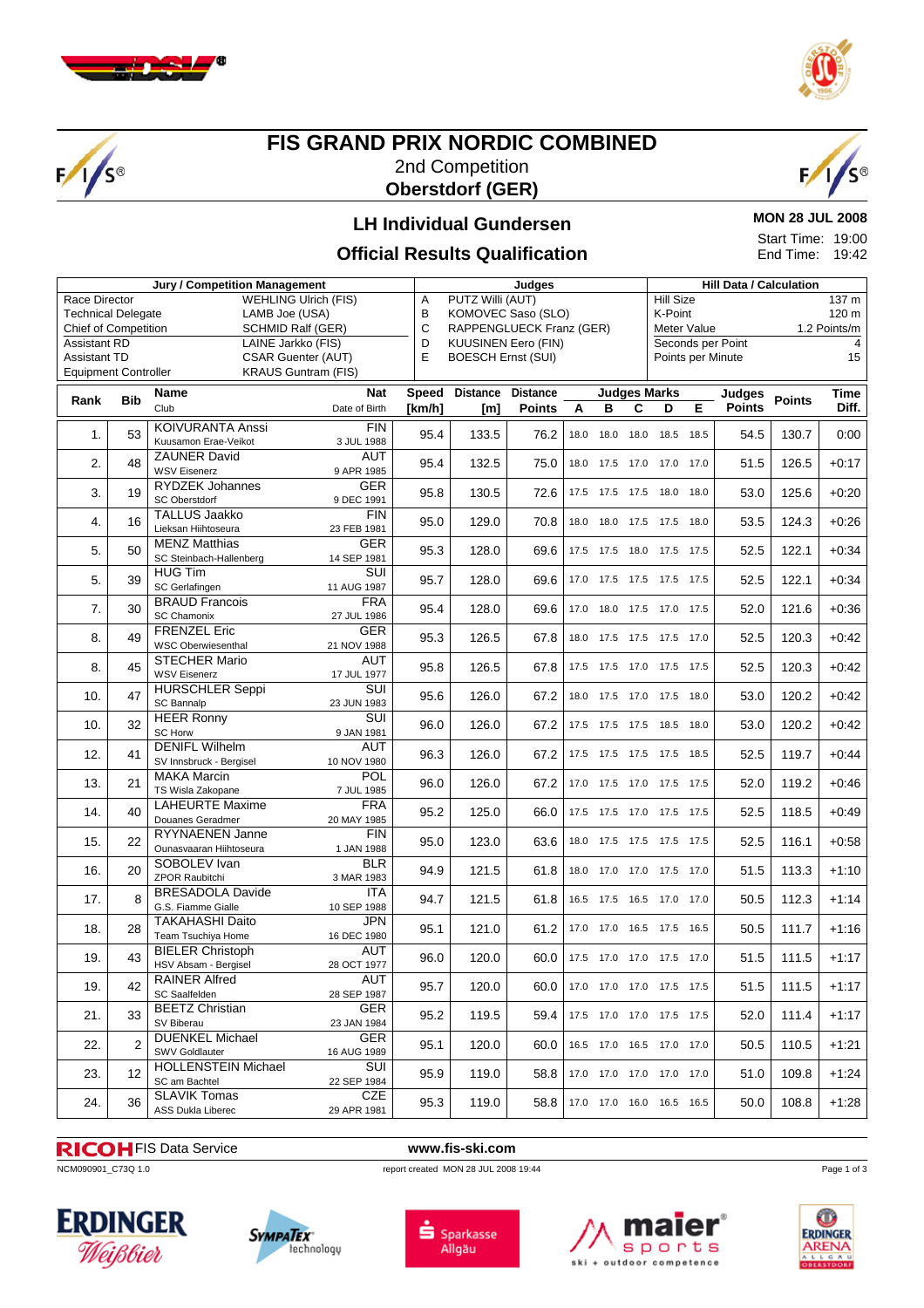# FIS GRAND PRIX NORDIC COMBINED

2nd Competition

**Oberstdorf (GER)**

## LH Individual Gundersen

## Official Results Qualification

**MON 28 JUL 2008**

Start Time: 19:00

End Time: 19:42

| Jury / Competition Management | | Judges | | Hill Data / Calculation | |
|---|---|---|---|---|---|
| Race Director | WEHLING Ulrich (FIS) | A | PUTZ Willi (AUT) | Hill Size | 137 m |
| Technical Delegate | LAMB Joe (USA) | B | KOMOVEC Saso (SLO) | K-Point | 120 m |
| Chief of Competition | SCHMID Ralf (GER) | C | RAPPENGLUECK Franz (GER) | Meter Value | 1.2 Points/m |
| Assistant RD | LAINE Jarkko (FIS) | D | KUUSINEN Eero (FIN) | Seconds per Point | 4 |
| Assistant TD | CSAR Guenter (AUT) | E | BOESCH Ernst (SUI) | Points per Minute | 15 |
| Equipment Controller | KRAUS Guntram (FIS) | | | | |

| Rank | Bib | Name / Club | Nat / Date of Birth | Speed [km/h] | Distance [m] | Distance Points | A | B | C | D | E | Judges Points | Points | Time Diff. |
|---|---|---|---|---|---|---|---|---|---|---|---|---|---|---|
| 1. | 53 | KOIVURANTA Anssi<br>Kuusamon Erae-Veikot | FIN<br>3 JUL 1988 | 95.4 | 133.5 | 76.2 | 18.0 | 18.0 | 18.0 | 18.5 | 18.5 | 54.5 | 130.7 | 0:00 |
| 2. | 48 | ZAUNER David<br>WSV Eisenerz | AUT<br>9 APR 1985 | 95.4 | 132.5 | 75.0 | 18.0 | 17.5 | 17.0 | 17.0 | 17.0 | 51.5 | 126.5 | +0:17 |
| 3. | 19 | RYDZEK Johannes<br>SC Oberstdorf | GER<br>9 DEC 1991 | 95.8 | 130.5 | 72.6 | 17.5 | 17.5 | 17.5 | 18.0 | 18.0 | 53.0 | 125.6 | +0:20 |
| 4. | 16 | TALLUS Jaakko<br>Lieksan Hiihtoseura | FIN<br>23 FEB 1981 | 95.0 | 129.0 | 70.8 | 18.0 | 18.0 | 17.5 | 17.5 | 18.0 | 53.5 | 124.3 | +0:26 |
| 5. | 50 | MENZ Matthias<br>SC Steinbach-Hallenberg | GER<br>14 SEP 1981 | 95.3 | 128.0 | 69.6 | 17.5 | 17.5 | 18.0 | 17.5 | 17.5 | 52.5 | 122.1 | +0:34 |
| 5. | 39 | HUG Tim<br>SC Gerlafingen | SUI<br>11 AUG 1987 | 95.7 | 128.0 | 69.6 | 17.0 | 17.5 | 17.5 | 17.5 | 17.5 | 52.5 | 122.1 | +0:34 |
| 7. | 30 | BRAUD Francois<br>SC Chamonix | FRA<br>27 JUL 1986 | 95.4 | 128.0 | 69.6 | 17.0 | 18.0 | 17.5 | 17.0 | 17.5 | 52.0 | 121.6 | +0:36 |
| 8. | 49 | FRENZEL Eric<br>WSC Oberwiesenthal | GER<br>21 NOV 1988 | 95.3 | 126.5 | 67.8 | 18.0 | 17.5 | 17.5 | 17.5 | 17.0 | 52.5 | 120.3 | +0:42 |
| 8. | 45 | STECHER Mario<br>WSV Eisenerz | AUT<br>17 JUL 1977 | 95.8 | 126.5 | 67.8 | 17.5 | 17.5 | 17.0 | 17.5 | 17.5 | 52.5 | 120.3 | +0:42 |
| 10. | 47 | HURSCHLER Seppi<br>SC Bannalp | SUI<br>23 JUN 1983 | 95.6 | 126.0 | 67.2 | 18.0 | 17.5 | 17.0 | 17.5 | 18.0 | 53.0 | 120.2 | +0:42 |
| 10. | 32 | HEER Ronny<br>SC Horw | SUI<br>9 JAN 1981 | 96.0 | 126.0 | 67.2 | 17.5 | 17.5 | 17.5 | 18.5 | 18.0 | 53.0 | 120.2 | +0:42 |
| 12. | 41 | DENIFL Wilhelm<br>SV Innsbruck - Bergisel | AUT<br>10 NOV 1980 | 96.3 | 126.0 | 67.2 | 17.5 | 17.5 | 17.5 | 17.5 | 18.5 | 52.5 | 119.7 | +0:44 |
| 13. | 21 | MAKA Marcin<br>TS Wisla Zakopane | POL<br>7 JUL 1985 | 96.0 | 126.0 | 67.2 | 17.0 | 17.5 | 17.0 | 17.5 | 17.5 | 52.0 | 119.2 | +0:46 |
| 14. | 40 | LAHEURTE Maxime<br>Douanes Geradmer | FRA<br>20 MAY 1985 | 95.2 | 125.0 | 66.0 | 17.5 | 17.5 | 17.0 | 17.5 | 17.5 | 52.5 | 118.5 | +0:49 |
| 15. | 22 | RYYNAENEN Janne<br>Ounasvaaran Hiihtoseura | FIN<br>1 JAN 1988 | 95.0 | 123.0 | 63.6 | 18.0 | 17.5 | 17.5 | 17.5 | 17.5 | 52.5 | 116.1 | +0:58 |
| 16. | 20 | SOBOLEV Ivan<br>ZPOR Raubitchi | BLR<br>3 MAR 1983 | 94.9 | 121.5 | 61.8 | 18.0 | 17.0 | 17.0 | 17.5 | 17.0 | 51.5 | 113.3 | +1:10 |
| 17. | 8 | BRESADOLA Davide<br>G.S. Fiamme Gialle | ITA<br>10 SEP 1988 | 94.7 | 121.5 | 61.8 | 16.5 | 17.5 | 16.5 | 17.0 | 17.0 | 50.5 | 112.3 | +1:14 |
| 18. | 28 | TAKAHASHI Daito<br>Team Tsuchiya Home | JPN<br>16 DEC 1980 | 95.1 | 121.0 | 61.2 | 17.0 | 17.0 | 16.5 | 17.5 | 16.5 | 50.5 | 111.7 | +1:16 |
| 19. | 43 | BIELER Christoph<br>HSV Absam - Bergisel | AUT<br>28 OCT 1977 | 96.0 | 120.0 | 60.0 | 17.5 | 17.0 | 17.0 | 17.5 | 17.0 | 51.5 | 111.5 | +1:17 |
| 19. | 42 | RAINER Alfred<br>SC Saalfelden | AUT<br>28 SEP 1987 | 95.7 | 120.0 | 60.0 | 17.0 | 17.0 | 17.0 | 17.5 | 17.5 | 51.5 | 111.5 | +1:17 |
| 21. | 33 | BEETZ Christian<br>SV Biberau | GER<br>23 JAN 1984 | 95.2 | 119.5 | 59.4 | 17.5 | 17.0 | 17.0 | 17.5 | 17.5 | 52.0 | 111.4 | +1:17 |
| 22. | 2 | DUENKEL Michael<br>SWV Goldlauter | GER<br>16 AUG 1989 | 95.1 | 120.0 | 60.0 | 16.5 | 17.0 | 16.5 | 17.0 | 17.0 | 50.5 | 110.5 | +1:21 |
| 23. | 12 | HOLLENSTEIN Michael<br>SC am Bachtel | SUI<br>22 SEP 1984 | 95.9 | 119.0 | 58.8 | 17.0 | 17.0 | 17.0 | 17.0 | 17.0 | 51.0 | 109.8 | +1:24 |
| 24. | 36 | SLAVIK Tomas<br>ASS Dukla Liberec | CZE<br>29 APR 1981 | 95.3 | 119.0 | 58.8 | 17.0 | 17.0 | 16.0 | 16.5 | 16.5 | 50.0 | 108.8 | +1:28 |

RICOH FIS Data Service www.fis-ski.com

NCM090901_C73Q 1.0 report created MON 28 JUL 2008 19:44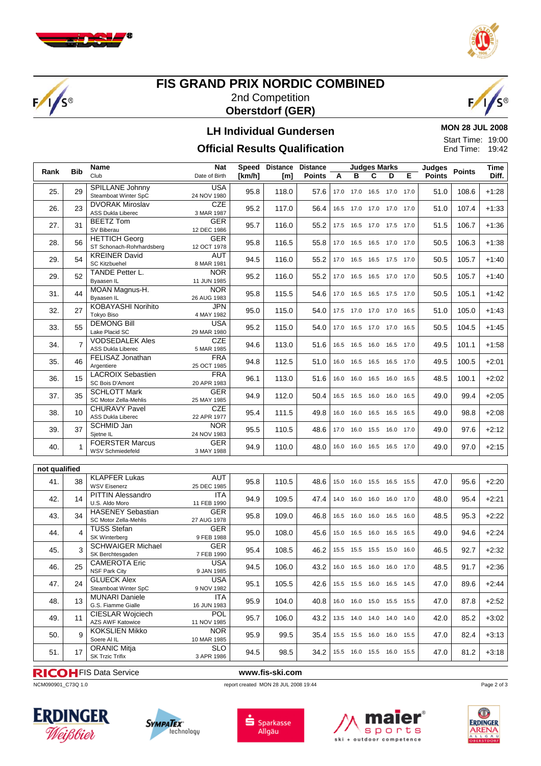# FIS GRAND PRIX NORDIC COMBINED

2nd Competition

**Oberstdorf (GER)**

## LH Individual Gundersen

## Official Results Qualification

**MON 28 JUL 2008**

Start Time: 19:00
End Time: 19:42

| Rank | Bib | Name / Club | Nat / Date of Birth | Speed [km/h] | Distance [m] | Distance Points | A | B | C | D | E | Judges Points | Points | Time Diff. |
|---|---|---|---|---|---|---|---|---|---|---|---|---|---|---|
| 25. | 29 | SPILLANE Johnny / Steamboat Winter SpC | USA / 24 NOV 1980 | 95.8 | 118.0 | 57.6 | 17.0 | 17.0 | 16.5 | 17.0 | 17.0 | 51.0 | 108.6 | +1:28 |
| 26. | 23 | DVORAK Miroslav / ASS Dukla Liberec | CZE / 3 MAR 1987 | 95.2 | 117.0 | 56.4 | 16.5 | 17.0 | 17.0 | 17.0 | 17.0 | 51.0 | 107.4 | +1:33 |
| 27. | 31 | BEETZ Tom / SV Biberau | GER / 12 DEC 1986 | 95.7 | 116.0 | 55.2 | 17.5 | 16.5 | 17.0 | 17.5 | 17.0 | 51.5 | 106.7 | +1:36 |
| 28. | 56 | HETTICH Georg / ST Schonach-Rohrhardsberg | GER / 12 OCT 1978 | 95.8 | 116.5 | 55.8 | 17.0 | 16.5 | 16.5 | 17.0 | 17.0 | 50.5 | 106.3 | +1:38 |
| 29. | 54 | KREINER David / SC Kitzbuehel | AUT / 8 MAR 1981 | 94.5 | 116.0 | 55.2 | 17.0 | 16.5 | 16.5 | 17.5 | 17.0 | 50.5 | 105.7 | +1:40 |
| 29. | 52 | TANDE Petter L. / Byaasen IL | NOR / 11 JUN 1985 | 95.2 | 116.0 | 55.2 | 17.0 | 16.5 | 16.5 | 17.0 | 17.0 | 50.5 | 105.7 | +1:40 |
| 31. | 44 | MOAN Magnus-H. / Byaasen IL | NOR / 26 AUG 1983 | 95.8 | 115.5 | 54.6 | 17.0 | 16.5 | 16.5 | 17.5 | 17.0 | 50.5 | 105.1 | +1:42 |
| 32. | 27 | KOBAYASHI Norihito / Tokyo Biso | JPN / 4 MAY 1982 | 95.0 | 115.0 | 54.0 | 17.5 | 17.0 | 17.0 | 17.0 | 16.5 | 51.0 | 105.0 | +1:43 |
| 33. | 55 | DEMONG Bill / Lake Placid SC | USA / 29 MAR 1980 | 95.2 | 115.0 | 54.0 | 17.0 | 16.5 | 17.0 | 17.0 | 16.5 | 50.5 | 104.5 | +1:45 |
| 34. | 7 | VODSEDALEK Ales / ASS Dukla Liberec | CZE / 5 MAR 1985 | 94.6 | 113.0 | 51.6 | 16.5 | 16.5 | 16.0 | 16.5 | 17.0 | 49.5 | 101.1 | +1:58 |
| 35. | 46 | FELISAZ Jonathan / Argentiere | FRA / 25 OCT 1985 | 94.8 | 112.5 | 51.0 | 16.0 | 16.5 | 16.5 | 16.5 | 17.0 | 49.5 | 100.5 | +2:01 |
| 36. | 15 | LACROIX Sebastien / SC Bois D'Amont | FRA / 20 APR 1983 | 96.1 | 113.0 | 51.6 | 16.0 | 16.0 | 16.5 | 16.0 | 16.5 | 48.5 | 100.1 | +2:02 |
| 37. | 35 | SCHLOTT Mark / SC Motor Zella-Mehlis | GER / 25 MAY 1985 | 94.9 | 112.0 | 50.4 | 16.5 | 16.5 | 16.0 | 16.0 | 16.5 | 49.0 | 99.4 | +2:05 |
| 38. | 10 | CHURAVY Pavel / ASS Dukla Liberec | CZE / 22 APR 1977 | 95.4 | 111.5 | 49.8 | 16.0 | 16.0 | 16.5 | 16.5 | 16.5 | 49.0 | 98.8 | +2:08 |
| 39. | 37 | SCHMID Jan / Sjetne IL | NOR / 24 NOV 1983 | 95.5 | 110.5 | 48.6 | 17.0 | 16.0 | 15.5 | 16.0 | 17.0 | 49.0 | 97.6 | +2:12 |
| 40. | 1 | FOERSTER Marcus / WSV Schmiedefeld | GER / 3 MAY 1988 | 94.9 | 110.0 | 48.0 | 16.0 | 16.0 | 16.5 | 16.5 | 17.0 | 49.0 | 97.0 | +2:15 |

**not qualified**

| Rank | Bib | Name / Club | Nat / Date of Birth | Speed [km/h] | Distance [m] | Distance Points | A | B | C | D | E | Judges Points | Points | Time Diff. |
|---|---|---|---|---|---|---|---|---|---|---|---|---|---|---|
| 41. | 38 | KLAPFER Lukas / WSV Eisenerz | AUT / 25 DEC 1985 | 95.8 | 110.5 | 48.6 | 15.0 | 16.0 | 15.5 | 16.5 | 15.5 | 47.0 | 95.6 | +2:20 |
| 42. | 14 | PITTIN Alessandro / U.S. Aldo Moro | ITA / 11 FEB 1990 | 94.9 | 109.5 | 47.4 | 14.0 | 16.0 | 16.0 | 16.0 | 17.0 | 48.0 | 95.4 | +2:21 |
| 43. | 34 | HASENEY Sebastian / SC Motor Zella-Mehlis | GER / 27 AUG 1978 | 95.8 | 109.0 | 46.8 | 16.5 | 16.0 | 16.0 | 16.5 | 16.0 | 48.5 | 95.3 | +2:22 |
| 44. | 4 | TUSS Stefan / SK Winterberg | GER / 9 FEB 1988 | 95.0 | 108.0 | 45.6 | 15.0 | 16.5 | 16.0 | 16.5 | 16.5 | 49.0 | 94.6 | +2:24 |
| 45. | 3 | SCHWAIGER Michael / SK Berchtesgaden | GER / 7 FEB 1990 | 95.4 | 108.5 | 46.2 | 15.5 | 15.5 | 15.5 | 15.0 | 16.0 | 46.5 | 92.7 | +2:32 |
| 46. | 25 | CAMEROTA Eric / NSF Park City | USA / 9 JAN 1985 | 94.5 | 106.0 | 43.2 | 16.0 | 16.5 | 16.0 | 16.0 | 17.0 | 48.5 | 91.7 | +2:36 |
| 47. | 24 | GLUECK Alex / Steamboat Winter SpC | USA / 9 NOV 1982 | 95.1 | 105.5 | 42.6 | 15.5 | 15.5 | 16.0 | 16.5 | 14.5 | 47.0 | 89.6 | +2:44 |
| 48. | 13 | MUNARI Daniele / G.S. Fiamme Gialle | ITA / 16 JUN 1983 | 95.9 | 104.0 | 40.8 | 16.0 | 16.0 | 15.0 | 15.5 | 15.5 | 47.0 | 87.8 | +2:52 |
| 49. | 11 | CIESLAR Wojciech / AZS AWF Katowice | POL / 11 NOV 1985 | 95.7 | 106.0 | 43.2 | 13.5 | 14.0 | 14.0 | 14.0 | 14.0 | 42.0 | 85.2 | +3:02 |
| 50. | 9 | KOKSLIEN Mikko / Soere Al IL | NOR / 10 MAR 1985 | 95.9 | 99.5 | 35.4 | 15.5 | 15.5 | 16.0 | 16.0 | 15.5 | 47.0 | 82.4 | +3:13 |
| 51. | 17 | ORANIC Mitja / SK Trzic Trifix | SLO / 3 APR 1986 | 94.5 | 98.5 | 34.2 | 15.5 | 16.0 | 15.5 | 16.0 | 15.5 | 47.0 | 81.2 | +3:18 |

RICOH FIS Data Service www.fis-ski.com

NCM090901_C73Q 1.0 report created MON 28 JUL 2008 19:44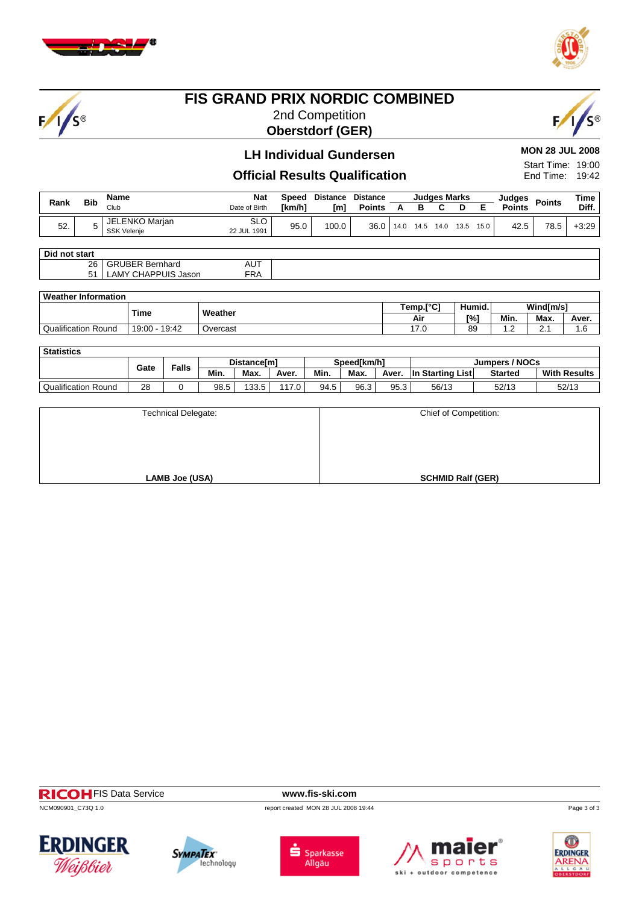# FIS GRAND PRIX NORDIC COMBINED

2nd Competition

**Oberstdorf (GER)**

## LH Individual Gundersen

## Official Results Qualification

**MON 28 JUL 2008**

Start Time: 19:00
End Time: 19:42

| Rank | Bib | Name / Club | Nat / Date of Birth | Speed [km/h] | Distance [m] | Distance Points | Judges Marks A | B | C | D | E | Judges Points | Points | Time Diff. |
|---|---|---|---|---|---|---|---|---|---|---|---|---|---|---|
| 52. | 5 | JELENKO Marjan / SSK Velenje | SLO / 22 JUL 1991 | 95.0 | 100.0 | 36.0 | 14.0 | 14.5 | 14.0 | 13.5 | 15.0 | 42.5 | 78.5 | +3:29 |

**Did not start**

| Bib | Name | Nat |
|---|---|---|
| 26 | GRUBER Bernhard | AUT |
| 51 | LAMY CHAPPUIS Jason | FRA |

**Weather Information**

| | Time | Weather | Temp.[°C] Air | Humid. [%] | Wind[m/s] Min. | Max. | Aver. |
|---|---|---|---|---|---|---|---|
| Qualification Round | 19:00 - 19:42 | Overcast | 17.0 | 89 | 1.2 | 2.1 | 1.6 |

**Statistics**

| | Gate | Falls | Distance[m] Min. | Max. | Aver. | Speed[km/h] Min. | Max. | Aver. | Jumpers / NOCs In Starting List | Started | With Results |
|---|---|---|---|---|---|---|---|---|---|---|---|
| Qualification Round | 28 | 0 | 98.5 | 133.5 | 117.0 | 94.5 | 96.3 | 95.3 | 56/13 | 52/13 | 52/13 |

| Technical Delegate: | Chief of Competition: |
|---|---|
| **LAMB Joe (USA)** | **SCHMID Ralf (GER)** |

RICOH FIS Data Service www.fis-ski.com

NCM090901_C73Q 1.0 report created MON 28 JUL 2008 19:44